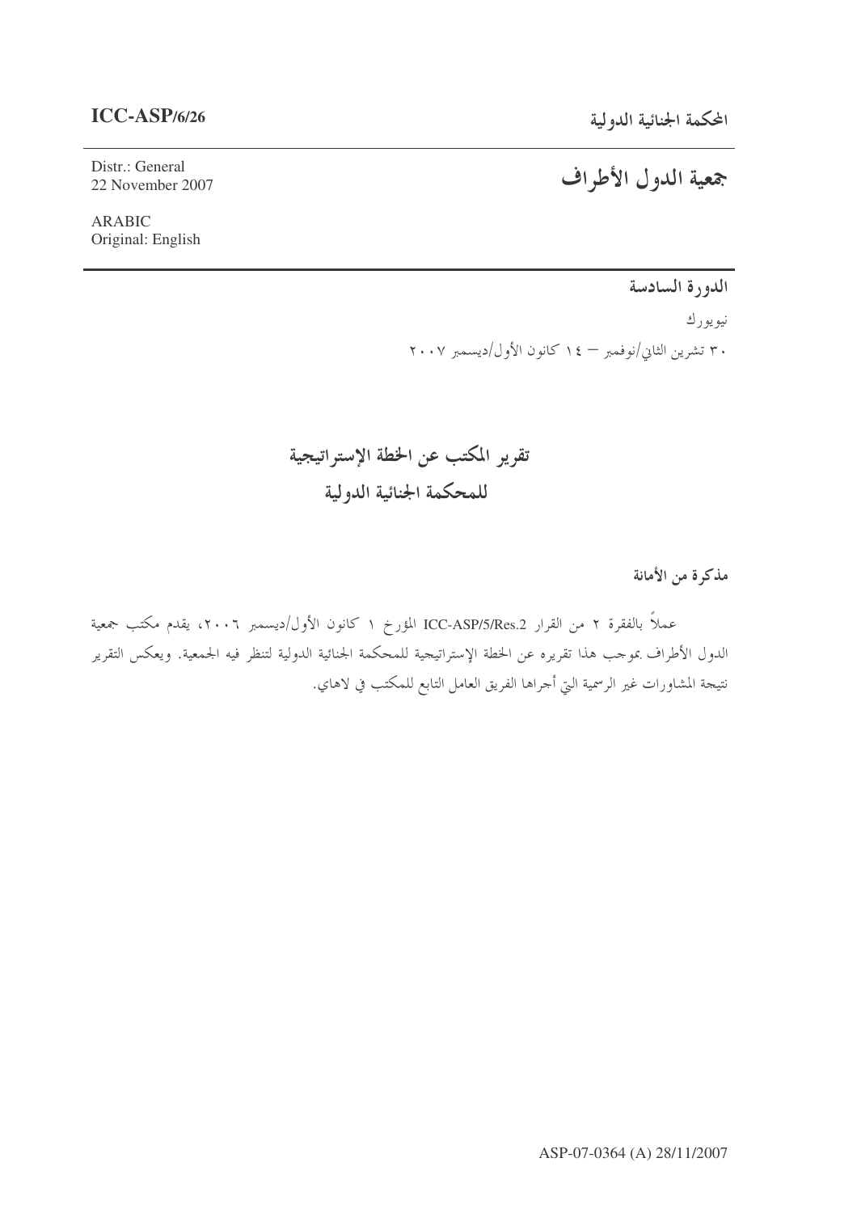**ICC-ASP/6/26**

المحكمة الجنائية الدولية

Distr.: General
22 November 2007

# جمعية الدول الأطراف

ARABIC
Original: English

## الدورة السادسة

نيويورك

٣٠ تشرين الثاني/نوفمبر – ١٤ كانون الأول/ديسمبر ٢٠٠٧

# تقرير المكتب عن الخطة الإستراتيجية للمحكمة الجنائية الدولية

### مذكرة من الأمانة

عملاً بالفقرة ٢ من القرار ICC-ASP/5/Res.2 المؤرخ ١ كانون الأول/ديسمبر ٢٠٠٦، يقدم مكتب جمعية الدول الأطراف بموجب هذا تقريره عن الخطة الإستراتيجية للمحكمة الجنائية الدولية لتنظر فيه الجمعية. ويعكس التقرير نتيجة المشاورات غير الرسمية التي أجراها الفريق العامل التابع للمكتب في لاهاي.

ASP-07-0364 (A) 28/11/2007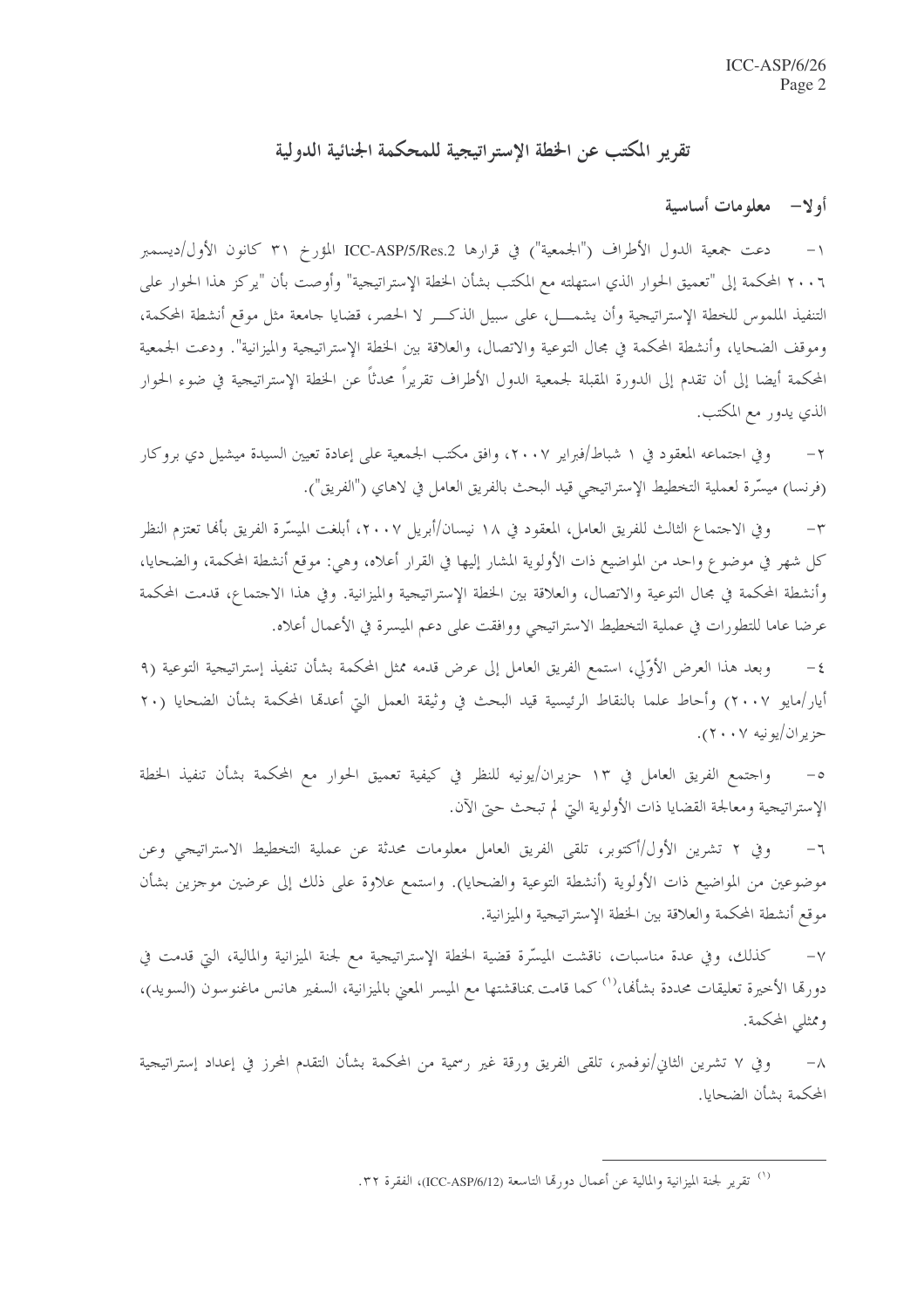# تقرير المكتب عن الخطة الإستراتيجية للمحكمة الجنائية الدولية

## أولا- معلومات أساسية

١- دعت جمعية الدول الأطراف ("الجمعية") في قرارها ICC-ASP/5/Res.2 المؤرخ ٣١ كانون الأول/ديسمبر ٢٠٠٦ المحكمة إلى "تعميق الحوار الذي استهلته مع المكتب بشأن الخطة الإستراتيجية" وأوصت بأن "يركز هذا الحوار على التنفيذ الملموس للخطة الإستراتيجية وأن يشمل، على سبيل الذكر لا الحصر، قضايا جامعة مثل موقع أنشطة المحكمة، وموقف الضحايا، وأنشطة المحكمة في مجال التوعية والاتصال، والعلاقة بين الخطة الإستراتيجية والميزانية". ودعت الجمعية المحكمة أيضا إلى أن تقدم إلى الدورة المقبلة لجمعية الدول الأطراف تقريراً محدثاً عن الخطة الإستراتيجية في ضوء الحوار الذي يدور مع المكتب.

٢- وفي اجتماعه المعقود في ١ شباط/فبراير ٢٠٠٧، وافق مكتب الجمعية على إعادة تعيين السيدة ميشيل دي بروكار (فرنسا) ميسّرة لعملية التخطيط الإستراتيجي قيد البحث بالفريق العامل في لاهاي ("الفريق").

٣- وفي الاجتماع الثالث للفريق العامل، المعقود في ١٨ نيسان/أبريل ٢٠٠٧، أبلغت الميسّرة الفريق بأنها تعتزم النظر كل شهر في موضوع واحد من المواضيع ذات الأولوية المشار إليها في القرار أعلاه، وهي: موقع أنشطة المحكمة، والضحايا، وأنشطة المحكمة في مجال التوعية والاتصال، والعلاقة بين الخطة الإستراتيجية والميزانية. وفي هذا الاجتماع، قدمت المحكمة عرضا عاما للتطورات في عملية التخطيط الاستراتيجي ووافقت على دعم الميسرة في الأعمال أعلاه.

٤- وبعد هذا العرض الأوّلي، استمع الفريق العامل إلى عرض قدمه ممثل المحكمة بشأن تنفيذ إستراتيجية التوعية (٩ أيار/مايو ٢٠٠٧) وأحاط علما بالنقاط الرئيسية قيد البحث في وثيقة العمل التي أعدتها المحكمة بشأن الضحايا (٢٠ حزيران/يونيه ٢٠٠٧).

٥- واجتمع الفريق العامل في ١٣ حزيران/يونيه للنظر في كيفية تعميق الحوار مع المحكمة بشأن تنفيذ الخطة الإستراتيجية ومعالجة القضايا ذات الأولوية التي لم تبحث حتى الآن.

٦- وفي ٢ تشرين الأول/أكتوبر، تلقى الفريق العامل معلومات محدثة عن عملية التخطيط الاستراتيجي وعن موضوعين من المواضيع ذات الأولوية (أنشطة التوعية والضحايا). واستمع علاوة على ذلك إلى عرضين موجزين بشأن موقع أنشطة المحكمة والعلاقة بين الخطة الإستراتيجية والميزانية.

٧- كذلك، وفي عدة مناسبات، ناقشت الميسّرة قضية الخطة الإستراتيجية مع لجنة الميزانية والمالية، التي قدمت في دورتها الأخيرة تعليقات محددة بشأنها،[1] كما قامت بمناقشتها مع الميسر المعني بالميزانية، السفير هانس ماغنوسون (السويد)، وممثلي المحكمة.

٨- وفي ٧ تشرين الثاني/نوفمبر، تلقى الفريق ورقة غير رسمية من المحكمة بشأن التقدم المحرز في إعداد إستراتيجية المحكمة بشأن الضحايا.

---

[1] تقرير لجنة الميزانية والمالية عن أعمال دورتها التاسعة (ICC-ASP/6/12)، الفقرة ٣٢.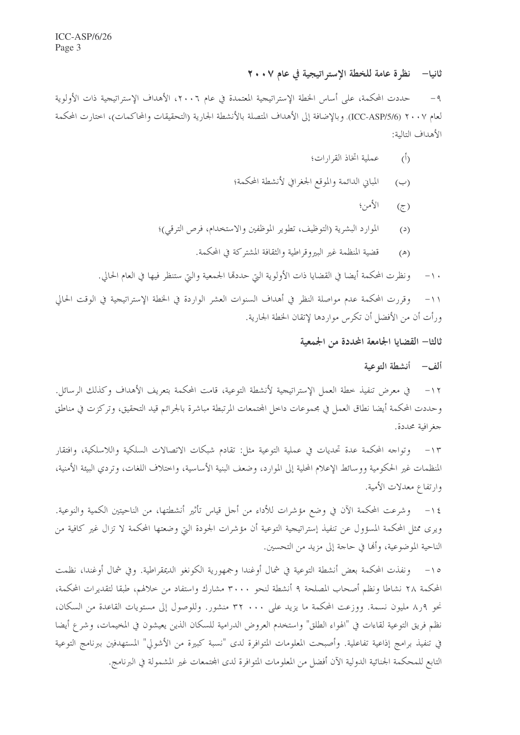## ثانيا– نظرة عامة للخطة الإستراتيجية في عام ٢٠٠٧

٩– حددت المحكمة، على أساس الخطة الإستراتيجية المعتمدة في عام ٢٠٠٦، الأهداف الإستراتيجية ذات الأولوية لعام ٢٠٠٧ (ICC-ASP/5/6). وبالإضافة إلى الأهداف المتصلة بالأنشطة الجارية (التحقيقات والمحاكمات)، اختارت المحكمة الأهداف التالية:

(أ) عملية اتخاذ القرارات؛

(ب) المباني الدائمة والموقع الجغرافي لأنشطة المحكمة؛

(ج) الأمن؛

(د) الموارد البشرية (التوظيف، تطوير الموظفين والاستخدام، فرص الترقي)؛

(هـ) قضية المنظمة غير البيروقراطية والثقافة المشتركة في المحكمة.

١٠– ونظرت المحكمة أيضا في القضايا ذات الأولوية التي حددتها الجمعية والتي ستنظر فيها في العام الحالي.

١١– وقررت المحكمة عدم مواصلة النظر في أهداف السنوات العشر الواردة في الخطة الإستراتيجية في الوقت الحالي ورأت أن من الأفضل أن تكرس مواردها لإتقان الخطة الجارية.

## ثالثا– القضايا الجامعة المحددة من الجمعية

### ألف– أنشطة التوعية

١٢– في معرض تنفيذ خطة العمل الإستراتيجية لأنشطة التوعية، قامت المحكمة بتعريف الأهداف وكذلك الرسائل. وحددت المحكمة أيضا نطاق العمل في مجموعات داخل المجتمعات المرتبطة مباشرة بالجرائم قيد التحقيق، وتركزت في مناطق جغرافية محددة.

١٣– وتواجه المحكمة عدة تحديات في عملية التوعية مثل: تقادم شبكات الاتصالات السلكية واللاسلكية، وافتقار المنظمات غير الحكومية ووسائط الإعلام المحلية إلى الموارد، وضعف البنية الأساسية، واختلاف اللغات، وتردي البيئة الأمنية، وارتفاع معدلات الأمية.

١٤– وشرعت المحكمة الآن في وضع مؤشرات للأداء من أجل قياس تأثير أنشطتها، من الناحيتين الكمية والنوعية. ويرى ممثل المحكمة المسؤول عن تنفيذ إستراتيجية التوعية أن مؤشرات الجودة التي وضعتها المحكمة لا تزال غير كافية من الناحية الموضوعية، وأنها في حاجة إلى مزيد من التحسين.

١٥– ونفذت المحكمة بعض أنشطة التوعية في شمال أوغندا وجمهورية الكونغو الديمقراطية. وفي شمال أوغندا، نظمت المحكمة ٢٨ نشاطا ونظم أصحاب المصلحة ٩ أنشطة لنحو ٣٠٠٠ مشارك واستفاد من خلالهم، طبقا لتقديرات المحكمة، نحو ٨٫٩ مليون نسمة. ووزعت المحكمة ما يزيد على ٣٢ ٠٠٠ منشور. وللوصول إلى مستويات القاعدة من السكان، نظم فريق التوعية لقاءات في "الهواء الطلق" واستخدم العروض الدرامية للسكان الذين يعيشون في المخيمات، وشرع أيضا في تنفيذ برامج إذاعية تفاعلية. وأصبحت المعلومات المتوافرة لدى "نسبة كبيرة من الأشولي" المستهدفين ببرنامج التوعية التابع للمحكمة الجنائية الدولية الآن أفضل من المعلومات المتوافرة لدى المجتمعات غير المشمولة في البرنامج.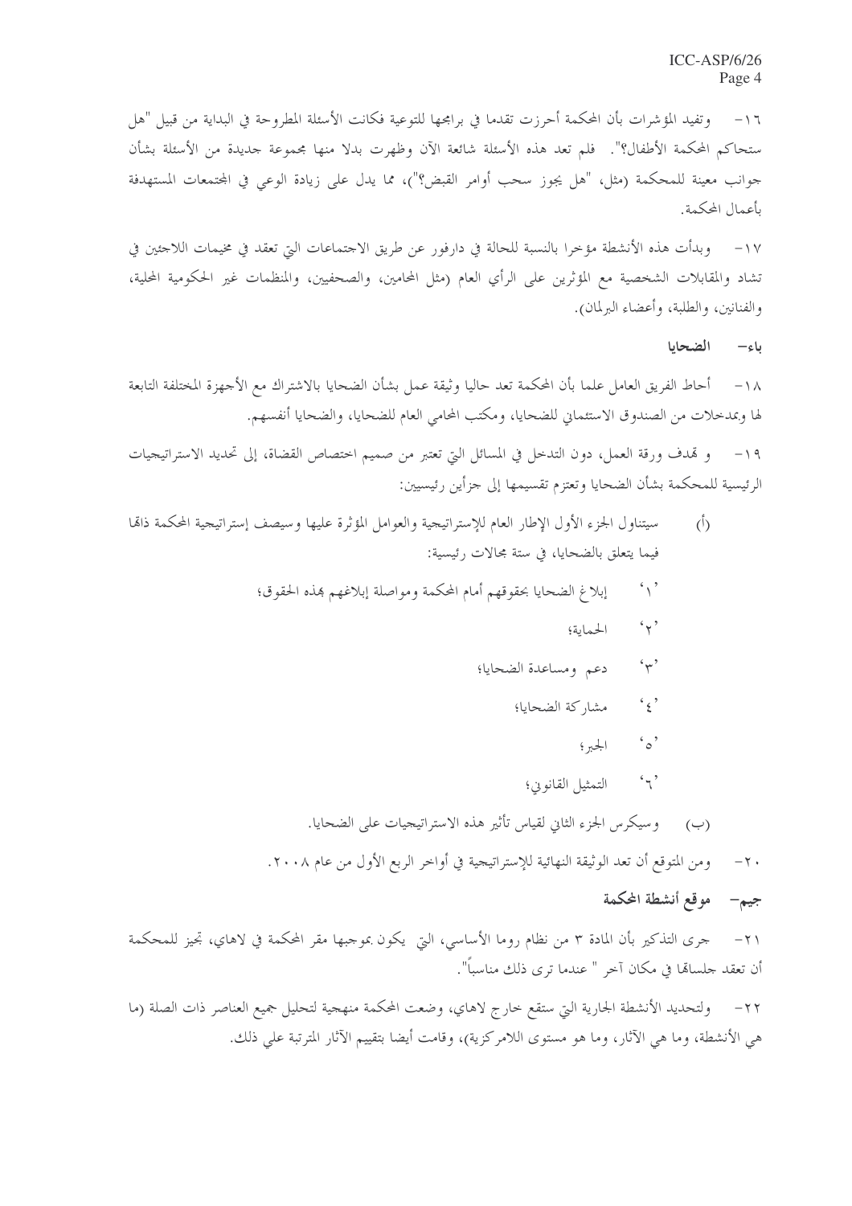١٦- وتفيد المؤشرات بأن المحكمة أحرزت تقدما في برامجها للتوعية فكانت الأسئلة المطروحة في البداية من قبيل "هل ستحاكم المحكمة الأطفال؟". فلم تعد هذه الأسئلة شائعة الآن وظهرت بدلا منها مجموعة جديدة من الأسئلة بشأن جوانب معينة للمحكمة (مثل، "هل يجوز سحب أوامر القبض؟")، مما يدل على زيادة الوعي في المجتمعات المستهدفة بأعمال المحكمة.

١٧- وبدأت هذه الأنشطة مؤخرا بالنسبة للحالة في دارفور عن طريق الاجتماعات التي تعقد في مخيمات اللاجئين في تشاد والمقابلات الشخصية مع المؤثرين على الرأي العام (مثل المحامين، والصحفيين، والمنظمات غير الحكومية المحلية، والفنانين، والطلبة، وأعضاء البرلمان).

## باء- الضحايا

١٨- أحاط الفريق العامل علما بأن المحكمة تعد حاليا وثيقة عمل بشأن الضحايا بالاشتراك مع الأجهزة المختلفة التابعة لها وبمدخلات من الصندوق الاستئماني للضحايا، ومكتب المحامي العام للضحايا، والضحايا أنفسهم.

١٩- و تهدف ورقة العمل، دون التدخل في المسائل التي تعتبر من صميم اختصاص القضاة، إلى تحديد الاستراتيجيات الرئيسية للمحكمة بشأن الضحايا وتعتزم تقسيمها إلى جزأين رئيسيين:

(أ) سيتناول الجزء الأول الإطار العام للإستراتيجية والعوامل المؤثرة عليها وسيصف إستراتيجية المحكمة ذاتها فيما يتعلق بالضحايا، في ستة مجالات رئيسية:

'١' إبلاغ الضحايا بحقوقهم أمام المحكمة ومواصلة إبلاغهم بهذه الحقوق؛

'٢' الحماية؛

'٣' دعم ومساعدة الضحايا؛

'٤' مشاركة الضحايا؛

'٥' الجبر؛

'٦' التمثيل القانوني؛

(ب) وسيكرس الجزء الثاني لقياس تأثير هذه الاستراتيجيات على الضحايا.

٢٠- ومن المتوقع أن تعد الوثيقة النهائية للإستراتيجية في أواخر الربع الأول من عام ٢٠٠٨.

## جيم- موقع أنشطة المحكمة

٢١- جرى التذكير بأن المادة ٣ من نظام روما الأساسي، التي يكون بموجبها مقر المحكمة في لاهاي، تجيز للمحكمة أن تعقد جلساتها في مكان آخر " عندما ترى ذلك مناسباً".

٢٢- ولتحديد الأنشطة الجارية التي ستقع خارج لاهاي، وضعت المحكمة منهجية لتحليل جميع العناصر ذات الصلة (ما هي الأنشطة، وما هي الآثار، وما هو مستوى اللامركزية)، وقامت أيضا بتقييم الآثار المترتبة على ذلك.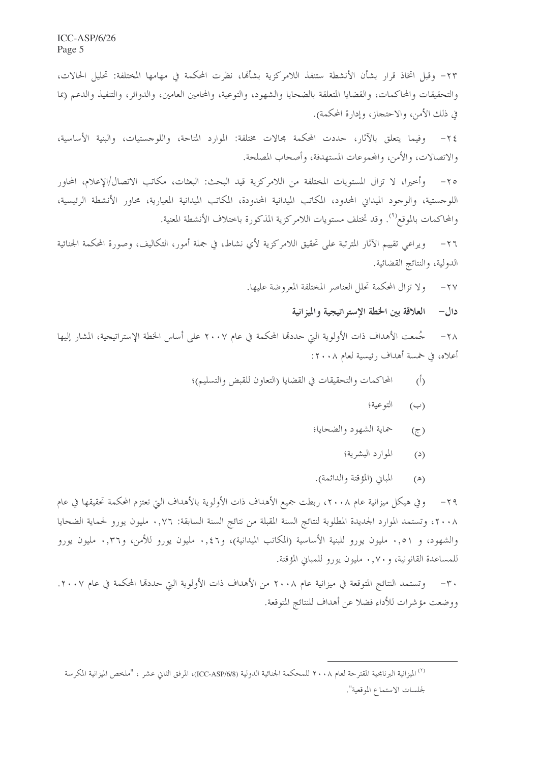٢٣- وقبل اتخاذ قرار بشأن الأنشطة ستنفذ اللامركزية بشأنها، نظرت المحكمة في مهامها المختلفة: تحليل الحالات، والتحقيقات والمحاكمات، والقضايا المتعلقة بالضحايا والشهود، والتوعية، والمحامين العامين، والدوائر، والتنفيذ والدعم (بما في ذلك الأمن، والاحتجاز، وإدارة المحكمة).

٢٤- وفيما يتعلق بالآثار، حددت المحكمة مجالات مختلفة: الموارد المتاحة، واللوجستيات، والبنية الأساسية، والاتصالات، والأمن، والمجموعات المستهدفة، وأصحاب المصلحة.

٢٥- وأخيرا، لا تزال المستويات المختلفة من اللامركزية قيد البحث: البعثات، مكاتب الاتصال/الإعلام، المحاور اللوجستية، والوجود الميداني المحدود، المكاتب الميدانية المحدودة، المكاتب الميدانية المعيارية، محاور الأنشطة الرئيسية، والمحاكمات بالموقع[٢]. وقد تختلف مستويات اللامركزية المذكورة باختلاف الأنشطة المعنية.

٢٦- ويراعي تقييم الآثار المترتبة على تحقيق اللامركزية لأي نشاط، في جملة أمور، التكاليف، وصورة المحكمة الجنائية الدولية، والنتائج القضائية.

٢٧- ولا تزال المحكمة تحلل العناصر المختلفة المعروضة عليها.

### دال- العلاقة بين الخطة الإستراتيجية والميزانية

٢٨- جُمعت الأهداف ذات الأولوية التي حددتها المحكمة في عام ٢٠٠٧ على أساس الخطة الإستراتيجية، المشار إليها أعلاه، في خمسة أهداف رئيسية لعام ٢٠٠٨:

(أ) المحاكمات والتحقيقات في القضايا (التعاون للقبض والتسليم)؛

(ب) التوعية؛

(ج) حماية الشهود والضحايا؛

(د) الموارد البشرية؛

(هـ) المباني (المؤقتة والدائمة).

٢٩- وفي هيكل ميزانية عام ٢٠٠٨، ربطت جميع الأهداف ذات الأولوية بالأهداف التي تعتزم المحكمة تحقيقها في عام ٢٠٠٨، وتستمد الموارد الجديدة المطلوبة لنتائج السنة المقبلة من نتائج السنة السابقة: ٠,٧٦ مليون يورو لحماية الضحايا والشهود، و ٠,٥١ مليون يورو للبنية الأساسية (المكاتب الميدانية)، و٠,٤٦ مليون يورو للأمن، و٠,٣٦ مليون يورو للمساعدة القانونية، و٠,٧٠ مليون يورو للمباني المؤقتة.

٣٠- وتستمد النتائج المتوقعة في ميزانية عام ٢٠٠٨ من الأهداف ذات الأولوية التي حددتها المحكمة في عام ٢٠٠٧. ووضعت مؤشرات للأداء فضلا عن أهداف للنتائج المتوقعة.

---

[٢] الميزانية البرنامجية المقترحة لعام ٢٠٠٨ للمحكمة الجنائية الدولية (ICC-ASP/6/8)، المرفق الثاني عشر ، "ملخص الميزانية المكرسة لجلسات الاستماع الموقعية".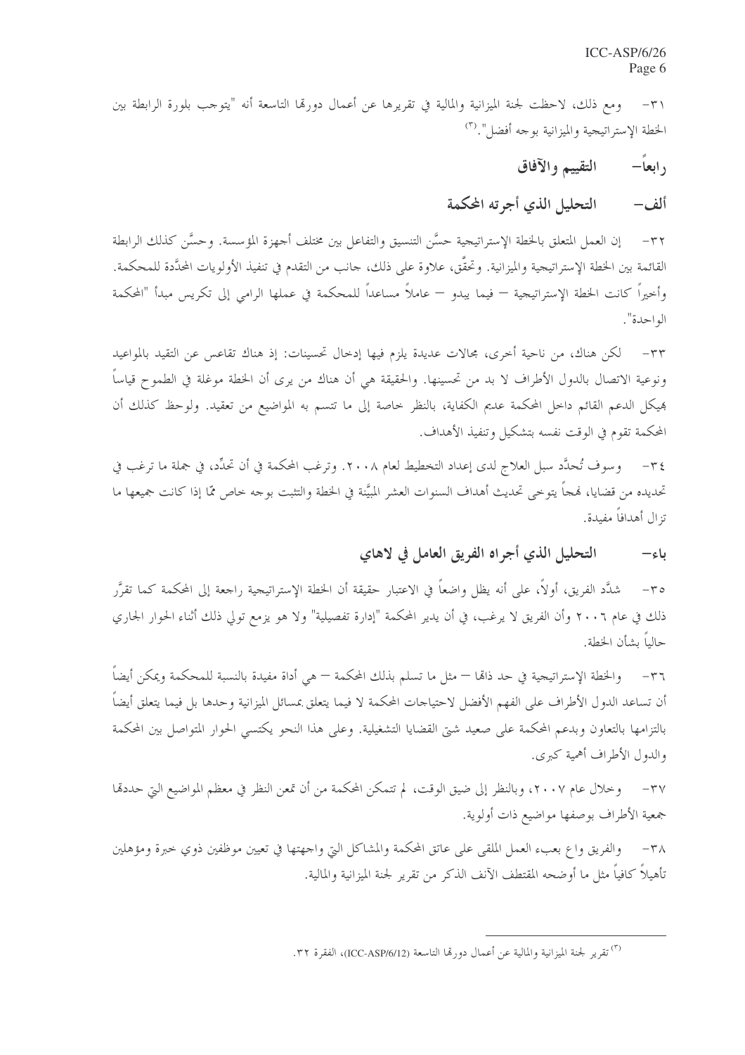٣١- ومع ذلك، لاحظت لجنة الميزانية والمالية في تقريرها عن أعمال دورتها التاسعة أنه "يتوجب بلورة الرابطة بين الخطة الإستراتيجية والميزانية بوجه أفضل".[٣]

## رابعاً- التقييم والآفاق

### ألف- التحليل الذي أجرته المحكمة

٣٢- إن العمل المتعلق بالخطة الإستراتيجية حسَّن التنسيق والتفاعل بين مختلف أجهزة المؤسسة. وحسَّن كذلك الرابطة القائمة بين الخطة الإستراتيجية والميزانية. وتحقَّق، علاوة على ذلك، جانب من التقدم في تنفيذ الأولويات المحدَّدة للمحكمة. وأخيراً كانت الخطة الإستراتيجية - فيما يبدو - عاملاً مساعداً للمحكمة في عملها الرامي إلى تكريس مبدأ "المحكمة الواحدة".

٣٣- لكن هناك، من ناحية أخرى، مجالات عديدة يلزم فيها إدخال تحسينات: إذ هناك تقاعس عن التقيد بالمواعيد ونوعية الاتصال بالدول الأطراف لا بد من تحسينها. والحقيقة هي أن هناك من يرى أن الخطة موغلة في الطموح قياساً بهيكل الدعم القائم داخل المحكمة عديم الكفاية، بالنظر خاصة إلى ما تتسم به المواضيع من تعقيد. ولوحظ كذلك أن المحكمة تقوم في الوقت نفسه بتشكيل وتنفيذ الأهداف.

٣٤- وسوف تُحدَّد سبل العلاج لدى إعداد التخطيط لعام ٢٠٠٨. وترغب المحكمة في أن تحدِّد، في جملة ما ترغب في تحديده من قضايا، نهجاً يتوخى تحديث أهداف السنوات العشر المبيَّنة في الخطة والتثبت بوجه خاص ممّا إذا كانت جميعها ما تزال أهدافاً مفيدة.

### باء- التحليل الذي أجراه الفريق العامل في لاهاي

٣٥- شدَّد الفريق، أولاً، على أنه يظل واضعاً في الاعتبار حقيقة أن الخطة الإستراتيجية راجعة إلى المحكمة كما تقرَّر ذلك في عام ٢٠٠٦ وأن الفريق لا يرغب، في أن يدير المحكمة "إدارة تفصيلية" ولا هو يزمع تولي ذلك أثناء الحوار الجاري حالياً بشأن الخطة.

٣٦- والخطة الإستراتيجية في حد ذاتها - مثل ما تسلم بذلك المحكمة - هي أداة مفيدة بالنسبة للمحكمة ويمكن أيضاً أن تساعد الدول الأطراف على الفهم الأفضل لاحتياجات المحكمة لا فيما يتعلق بمسائل الميزانية وحدها بل فيما يتعلق أيضاً بالتزامها بالتعاون وبدعم المحكمة على صعيد شتى القضايا التشغيلية. وعلى هذا النحو يكتسي الحوار المتواصل بين المحكمة والدول الأطراف أهمية كبرى.

٣٧- وخلال عام ٢٠٠٧، وبالنظر إلى ضيق الوقت، لم تتمكن المحكمة من أن تمعن النظر في معظم المواضيع التي حددتها جمعية الأطراف بوصفها مواضيع ذات أولوية.

٣٨- والفريق واع بعبء العمل الملقى على عاتق المحكمة والمشاكل التي واجهتها في تعيين موظفين ذوي خبرة ومؤهلين تأهيلاً كافياً مثل ما أوضحه المقتطف الآنف الذكر من تقرير لجنة الميزانية والمالية.

---

[٣] تقرير لجنة الميزانية والمالية عن أعمال دورتها التاسعة (ICC-ASP/6/12)، الفقرة ٣٢.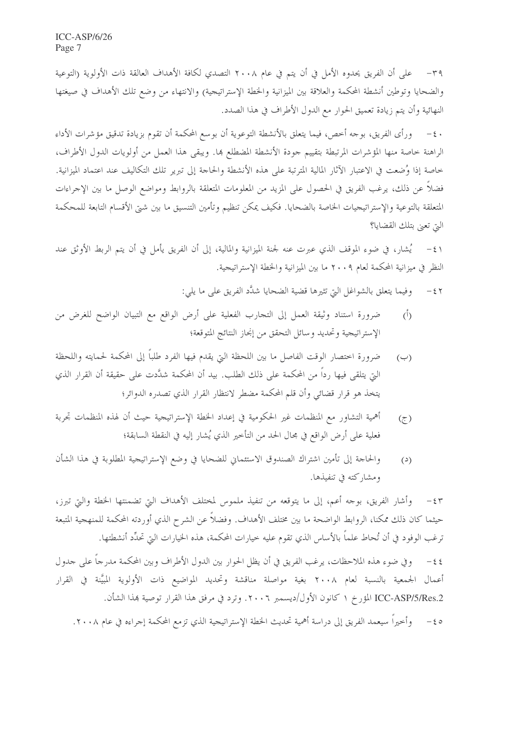٣٩- على أن الفريق يحدوه الأمل في أن يتم في عام ٢٠٠٨ التصدي لكافة الأهداف العالقة ذات الأولوية (التوعية والضحايا وتوطين أنشطة المحكمة والعلاقة بين الميزانية والخطة الإستراتيجية) والانتهاء من وضع تلك الأهداف في صيغتها النهائية وأن يتم زيادة تعميق الحوار مع الدول الأطراف في هذا الصدد.

٤٠- ورأى الفريق، بوجه أخص، فيما يتعلق بالأنشطة التوعوية أن بوسع المحكمة أن تقوم بزيادة تدقيق مؤشرات الأداء الراهنة خاصة منها المؤشرات المرتبطة بتقييم جودة الأنشطة المضطلع بها. ويبقى هذا العمل من أولويات الدول الأطراف، خاصة إذا وُضعت في الاعتبار الآثار المالية المترتبة على هذه الأنشطة والحاجة إلى تبرير تلك التكاليف عند اعتماد الميزانية. فضلاً عن ذلك، يرغب الفريق في الحصول على المزيد من المعلومات المتعلقة بالروابط ومواضع الوصل ما بين الإجراءات المتعلقة بالتوعية والإستراتيجيات الخاصة بالضحايا. فكيف يمكن تنظيم وتأمين التنسيق ما بين شتى الأقسام التابعة للمحكمة التي تعنى بتلك القضايا؟

٤١- يُشار، في ضوء الموقف الذي عبرت عنه لجنة الميزانية والمالية، إلى أن الفريق يأمل في أن يتم الربط الأوثق عند النظر في ميزانية المحكمة لعام ٢٠٠٩ ما بين الميزانية والخطة الإستراتيجية.

٤٢- وفيما يتعلق بالشواغل التي تثيرها قضية الضحايا شدَّد الفريق على ما يلي:

(أ) ضرورة استناد وثيقة العمل إلى التجارب الفعلية على أرض الواقع مع التبيان الواضح للغرض من الإستراتيجية وتحديد وسائل التحقق من إنجاز النتائج المتوقعة؛

(ب) ضرورة اختصار الوقت الفاصل ما بين اللحظة التي يقدم فيها الفرد طلباً إلى المحكمة لحمايته واللحظة التي يتلقى فيها رداً من المحكمة على ذلك الطلب. بيد أن المحكمة شدَّدت على حقيقة أن القرار الذي يتخذ هو قرار قضائي وأن قلم المحكمة مضطر لانتظار القرار الذي تصدره الدوائر؛

(ج) أهمية التشاور مع المنظمات غير الحكومية في إعداد الخطة الإستراتيجية حيث أن لهذه المنظمات تجربة فعلية على أرض الواقع في مجال الحد من التأخير الذي يُشار إليه في النقطة السابقة؛

(د) والحاجة إلى تأمين اشتراك الصندوق الاستئماني للضحايا في وضع الإستراتيجية المطلوبة في هذا الشأن ومشاركته في تنفيذها.

٤٣- وأشار الفريق، بوجه أعم، إلى ما يتوقعه من تنفيذ ملموس لمختلف الأهداف التي تضمنتها الخطة والتي تبرز، حيثما كان ذلك ممكنا، الروابط الواضحة ما بين مختلف الأهداف. وفضلاً عن الشرح الذي أوردته المحكمة للمنهجية المتبعة ترغب الوفود في أن تُحاط علماً بالأساس الذي تقوم عليه خيارات المحكمة، هذه الخيارات التي تحدِّد أنشطتها.

٤٤- وفي ضوء هذه الملاحظات، يرغب الفريق في أن يظل الحوار بين الدول الأطراف وبين المحكمة مدرجاً على جدول أعمال الجمعية بالنسبة لعام ٢٠٠٨ بغية مواصلة مناقشة وتحديد المواضيع ذات الأولوية المبيَّنة في القرار ICC-ASP/5/Res.2 المؤرخ ١ كانون الأول/ديسمبر ٢٠٠٦. وترد في مرفق هذا القرار توصية بهذا الشأن.

٤٥- وأخيراً سيعمد الفريق إلى دراسة أهمية تحديث الخطة الإستراتيجية الذي تزمع المحكمة إجراءه في عام ٢٠٠٨.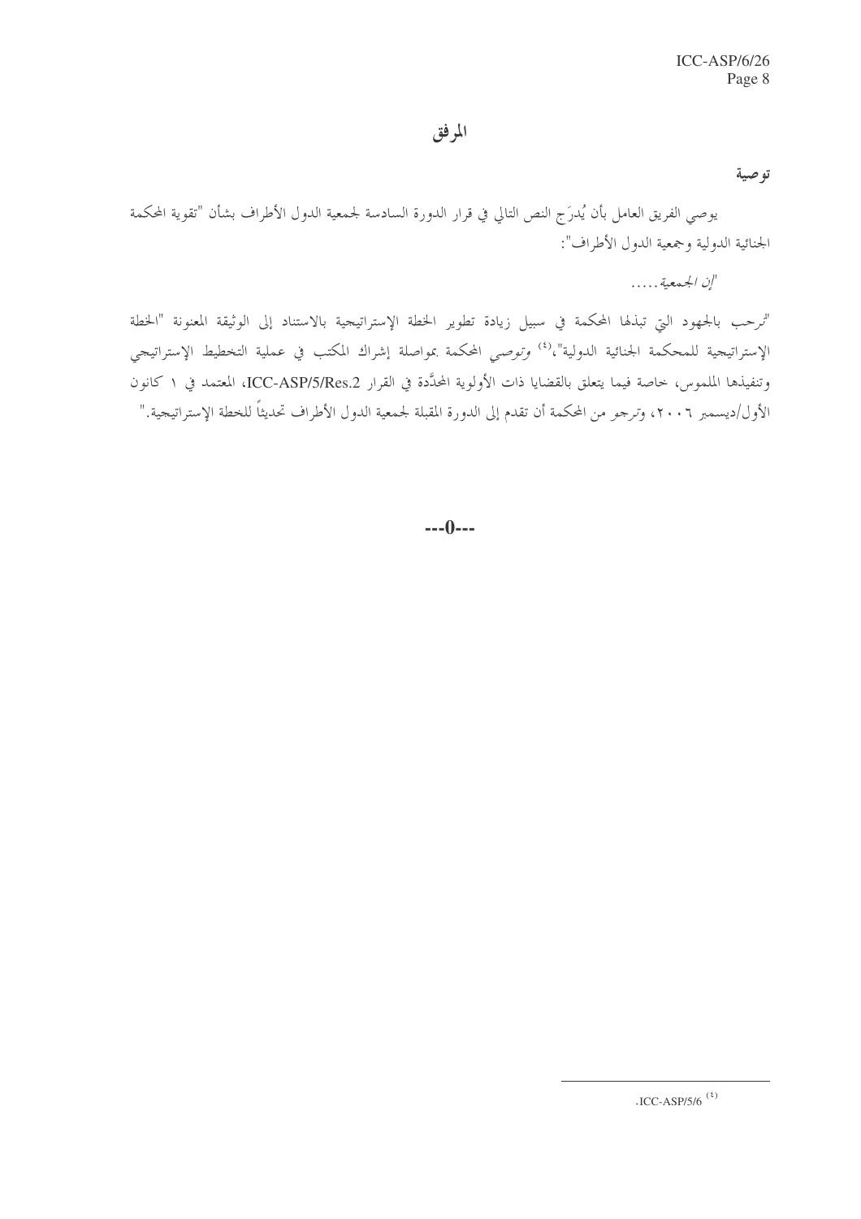# المرفق

**توصية**

يوصي الفريق العامل بأن يُدرَج النص التالي في قرار الدورة السادسة لجمعية الدول الأطراف بشأن "تقوية المحكمة الجنائية الدولية وجمعية الدول الأطراف":

"*إن الجمعية*.....

"*ترحب* بالجهود التي تبذلها المحكمة في سبيل زيادة تطوير الخطة الإستراتيجية بالاستناد إلى الوثيقة المعنونة "الخطة الإستراتيجية للمحكمة الجنائية الدولية"،[٤] *وتوصي* المحكمة بمواصلة إشراك المكتب في عملية التخطيط الإستراتيجي وتنفيذها الملموس، خاصة فيما يتعلق بالقضايا ذات الأولوية المحدَّدة في القرار ICC-ASP/5/Res.2، المعتمد في ١ كانون الأول/ديسمبر ٢٠٠٦، *وترجو* من المحكمة أن تقدم إلى الدورة المقبلة لجمعية الدول الأطراف تحديثاً للخطة الإستراتيجية."

---0---

[٤] ICC-ASP/5/6.